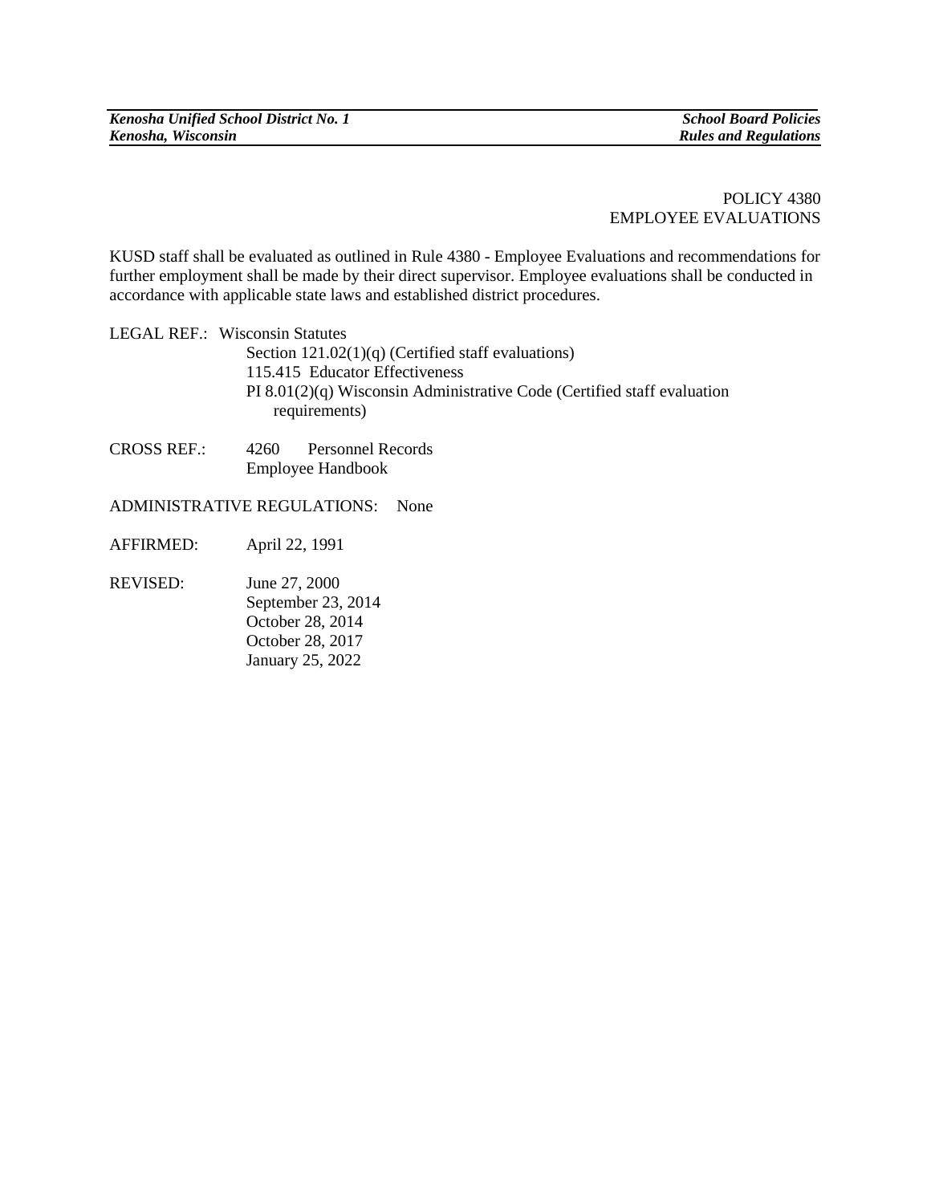POLICY 4380
EMPLOYEE EVALUATIONS

KUSD staff shall be evaluated as outlined in Rule 4380 - Employee Evaluations and recommendations for further employment shall be made by their direct supervisor. Employee evaluations shall be conducted in accordance with applicable state laws and established district procedures.

LEGAL REF.: Wisconsin Statutes
Section 121.02(1)(q) (Certified staff evaluations)
115.415 Educator Effectiveness
PI 8.01(2)(q) Wisconsin Administrative Code (Certified staff evaluation requirements)

CROSS REF.: 4260 Personnel Records
Employee Handbook

ADMINISTRATIVE REGULATIONS: None

AFFIRMED: April 22, 1991

REVISED: June 27, 2000
September 23, 2014
October 28, 2014
October 28, 2017
January 25, 2022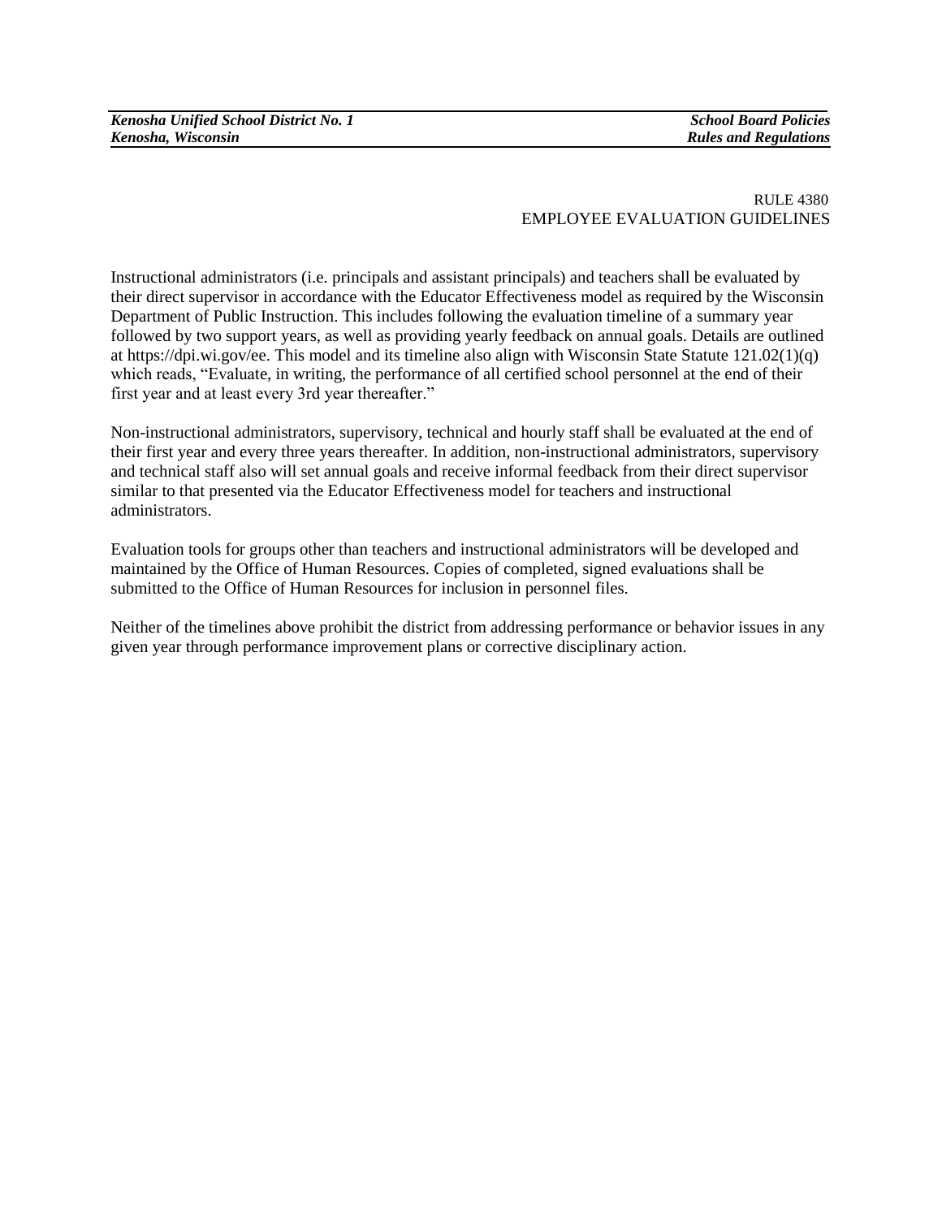RULE 4380
EMPLOYEE EVALUATION GUIDELINES

Instructional administrators (i.e. principals and assistant principals) and teachers shall be evaluated by their direct supervisor in accordance with the Educator Effectiveness model as required by the Wisconsin Department of Public Instruction. This includes following the evaluation timeline of a summary year followed by two support years, as well as providing yearly feedback on annual goals. Details are outlined at https://dpi.wi.gov/ee. This model and its timeline also align with Wisconsin State Statute 121.02(1)(q) which reads, "Evaluate, in writing, the performance of all certified school personnel at the end of their first year and at least every 3rd year thereafter."

Non-instructional administrators, supervisory, technical and hourly staff shall be evaluated at the end of their first year and every three years thereafter. In addition, non-instructional administrators, supervisory and technical staff also will set annual goals and receive informal feedback from their direct supervisor similar to that presented via the Educator Effectiveness model for teachers and instructional administrators.

Evaluation tools for groups other than teachers and instructional administrators will be developed and maintained by the Office of Human Resources. Copies of completed, signed evaluations shall be submitted to the Office of Human Resources for inclusion in personnel files.

Neither of the timelines above prohibit the district from addressing performance or behavior issues in any given year through performance improvement plans or corrective disciplinary action.